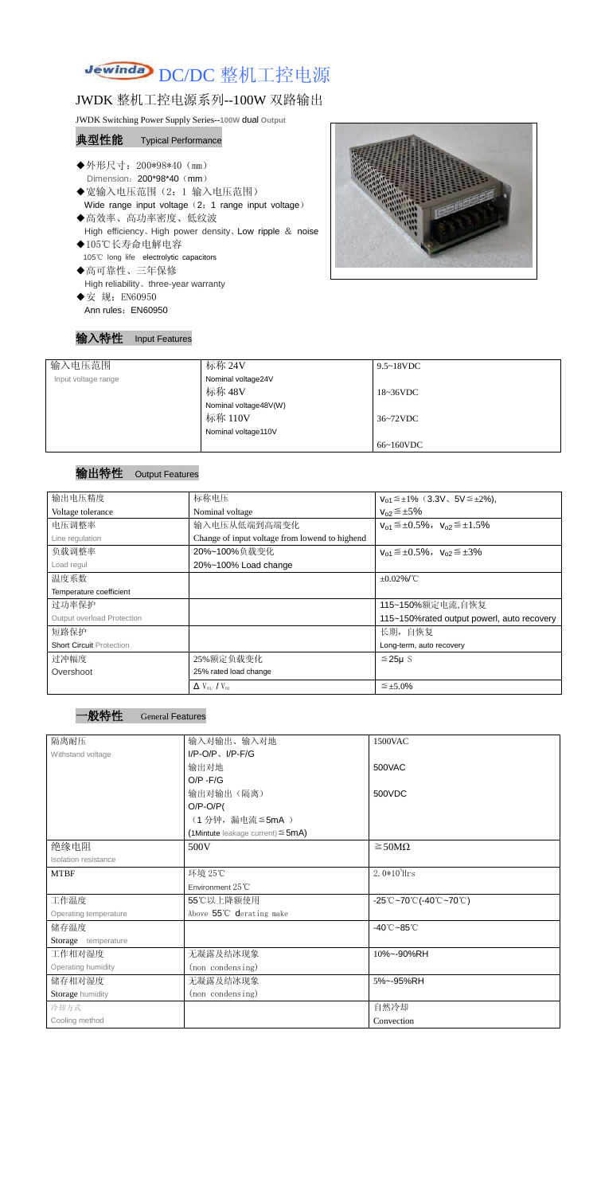# Jewinda DC/DC 整机工控电源

## JWDK 整机工控电源系列--100W 双路输出

JWDK Switching Power Supply Series--100W dual Output

### 典型性能 Typical Performance

- ◆外形尺寸：200*98*40（mm）
  Dimension：200*98*40（mm）
- ◆宽输入电压范围（2：1 输入电压范围）
  Wide range input voltage（2：1 range input voltage）
- ◆高效率、高功率密度、低纹波
  High efficiency、High power density、Low ripple ＆ noise
- ◆105℃长寿命电解电容
  105℃ long life electrolytic capacitors
- ◆高可靠性、三年保修
  High reliability、three-year warranty
- ◆安 规：EN60950
  Ann rules：EN60950

### 输入特性 Input Features

| 输入电压范围 Input voltage range | 标称 24V Nominal voltage24V | 9.5~18VDC |
|---|---|---|
| | 标称 48V Nominal voltage48V(W) | 18~36VDC |
| | 标称 110V Nominal voltage110V | 36~72VDC |
| | | 66~160VDC |

### 输出特性 Output Features

| 输出电压精度 Voltage tolerance | 标称电压 Nominal voltage | $V_{01}\leq\pm1\%$（3.3V、5V≦±2%), $V_{02}\leq\pm5\%$ |
|---|---|---|
| 电压调整率 Line regulation | 输入电压从低端到高端变化 Change of input voltage from lowend to highend | $V_{01}\leq\pm0.5\%$, $V_{02}\leq\pm1.5\%$ |
| 负载调整率 Load regul | 20%~100%负载变化 20%~100% Load change | $V_{01}\leq\pm0.5\%$, $V_{02}\leq\pm3\%$ |
| 温度系数 Temperature coefficient | | ±0.02%/℃ |
| 过功率保护 Output overload Protection | | 115~150%额定电流,自恢复 115~150%rated output powerl, auto recovery |
| 短路保护 Short Circuit Protection | | 长期，自恢复 Long-term, auto recovery |
| 过冲幅度 Overshoot | 25%额定负载变化 25% rated load change | ≦25μ S |
| | $\Delta V_{01}/V_{01}$ | ≦±5.0% |

### 一般特性 General Features

| 隔离耐压 Withstand voltage | 输入对输出、输入对地 I/P-O/P、I/P-F/G | 1500VAC |
|---|---|---|
| | 输出对地 O/P -F/G | 500VAC |
| | 输出对输出（隔离） O/P-O/P(（1 分钟，漏电流≦5mA ） (1Mintute leakage current)≦5mA) | 500VDC |
| 绝缘电阻 Isolation resistance | 500V | ≧50MΩ |
| MTBF | 环境 25℃ Environment 25℃ | $2.0*10^5$Hrs |
| 工作温度 Operating temperature | 55℃以上降额使用 Above 55℃ derating make | -25℃~70℃(-40℃~70℃) |
| 储存温度 Storage temperature | | -40℃~85℃ |
| 工作相对湿度 Operating humidity | 无凝露及结冰现象 (non condensing) | 10%~-90%RH |
| 储存相对湿度 Storage humidity | 无凝露及结冰现象 (non condensing) | 5%~-95%RH |
| 冷却方式 Cooling method | | 自然冷却 Convection |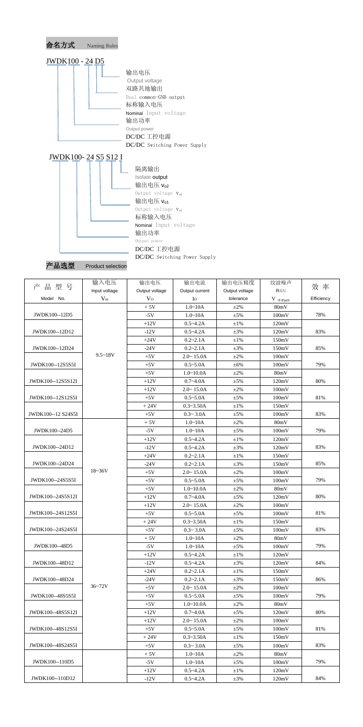## 命名方式 Naming Rules

JWDK100 - 24 D5

- 输出电压 Output voltage
- 双路共地输出 Dual common-GND output
- 标称输入电压 Nominal Input voltage
- 输出功率 Output power
- DC/DC 工控电源 DC/DC Switching Power Supply

JWDK100- 24 S5 S12 I

- 隔离输出 Isolate output
- 输出电压 $V_{o2}$ Output voltage $V_{o2}$
- 输出电压 $V_{o1}$ Output voltage $V_{o1}$
- 标称输入电压 Nominal Input voltage
- 输出功率 Output power
- DC/DC 工控电源 DC/DC Switching Power Supply

## 产品选型 Product selection

| 产品型号 Model No. | 输入电压 Input voltage $V_{in}$ | 输出电压 Output voltage $V_O$ | 输出电流 Output current $I_O$ | 输出电压精度 Output voltage tolerance | 纹波噪声 R&N $V_{(P-P)mV}$ | 效率 Efficiency |
|---|---|---|---|---|---|---|
| JWDK100--12D5 | 9.5~18V | + 5V | 1.0~10A | ±2% | 80mV | 78% |
| | | -5V | 1.0~10A | ±5% | 100mV | |
| JWDK100--12D12 | | +12V | 0.5~4.2A | ±1% | 120mV | 83% |
| | | -12V | 0.5~4.2A | ±3% | 120mV | |
| JWDK100--12D24 | | +24V | 0.2~2.1A | ±1% | 150mV | 85% |
| | | -24V | 0.2~2.1A | ±3% | 150mV | |
| JWDK100--12S5S5I | | +5V | 2.0~ 15.0A | ±2% | 100mV | 79% |
| | | +5V | 0.5~5.0A | ±6% | 100mV | |
| JWDK100--12S5S12I | | +5V | 1.0~10.0A | ±2% | 80mV | 80% |
| | | +12V | 0.7~4.0A | ±5% | 120mV | |
| JWDK100--12S12S5I | | +12V | 2.0~ 15.0A | ±2% | 100mV | 81% |
| | | +5V | 0.5~5.0A | ±5% | 100mV | |
| JWDK100--12 S24S5I | | + 24V | 0.3~3.50A | ±1% | 150mV | 83% |
| | | +5V | 0.3~ 3.0A | ±5% | 100mV | |
| JWDK100--24D5 | 18~36V | + 5V | 1.0~10A | ±2% | 80mV | 79% |
| | | -5V | 1.0~10A | ±5% | 100mV | |
| JWDK100--24D12 | | +12V | 0.5~4.2A | ±1% | 120mV | 83% |
| | | -12V | 0.5~4.2A | ±3% | 120mV | |
| JWDK100--24D24 | | +24V | 0.2~2.1A | ±1% | 150mV | 85% |
| | | -24V | 0.2~2.1A | ±3% | 150mV | |
| JWDK100--24S5S5I | | +5V | 2.0~ 15.0A | ±2% | 100mV | 79% |
| | | +5V | 0.5~5.0A | ±5% | 100mV | |
| JWDK100--24S5S12I | | +5V | 1.0~10.0A | ±2% | 80mV | 80% |
| | | +12V | 0.7~4.0A | ±5% | 120mV | |
| JWDK100--24S12S5I | | +12V | 2.0~ 15.0A | ±2% | 100mV | 81% |
| | | +5V | 0.5~5.0A | ±5% | 100mV | |
| JWDK100--24S24S5I | | + 24V | 0.3~3.50A | ±1% | 150mV | 83% |
| | | +5V | 0.3~ 3.0A | ±5% | 100mV | |
| JWDK100--48D5 | 36~72V | + 5V | 1.0~10A | ±2% | 80mV | 79% |
| | | -5V | 1.0~10A | ±5% | 100mV | |
| JWDK100--48D12 | | +12V | 0.5~4.2A | ±1% | 120mV | 84% |
| | | -12V | 0.5~4.2A | ±3% | 120mV | |
| JWDK100--48D24 | | +24V | 0.2~2.1A | ±1% | 150mV | 86% |
| | | -24V | 0.2~2.1A | ±3% | 150mV | |
| JWDK100--48S5S5I | | +5V | 2.0~ 15.0A | ±2% | 100mV | 79% |
| | | +5V | 0.5~5.0A | ±5% | 100mV | |
| JWDK100--48S5S12I | | +5V | 1.0~10.0A | ±2% | 80mV | 80% |
| | | +12V | 0.7~4.0A | ±5% | 120mV | |
| JWDK100--48S12S5I | | +12V | 2.0~ 15.0A | ±2% | 100mV | 81% |
| | | +5V | 0.5~5.0A | ±5% | 100mV | |
| JWDK100--48S24S5I | | + 24V | 0.3~3.50A | ±1% | 150mV | 83% |
| | | +5V | 0.3~ 3.0A | ±5% | 100mV | |
| JWDK100--110D5 | | + 5V | 1.0~10A | ±2% | 80mV | 79% |
| | | -5V | 1.0~10A | ±5% | 100mV | |
| JWDK100--110D12 | | +12V | 0.5~4.2A | ±1% | 120mV | 84% |
| | | -12V | 0.5~4.2A | ±3% | 120mV | |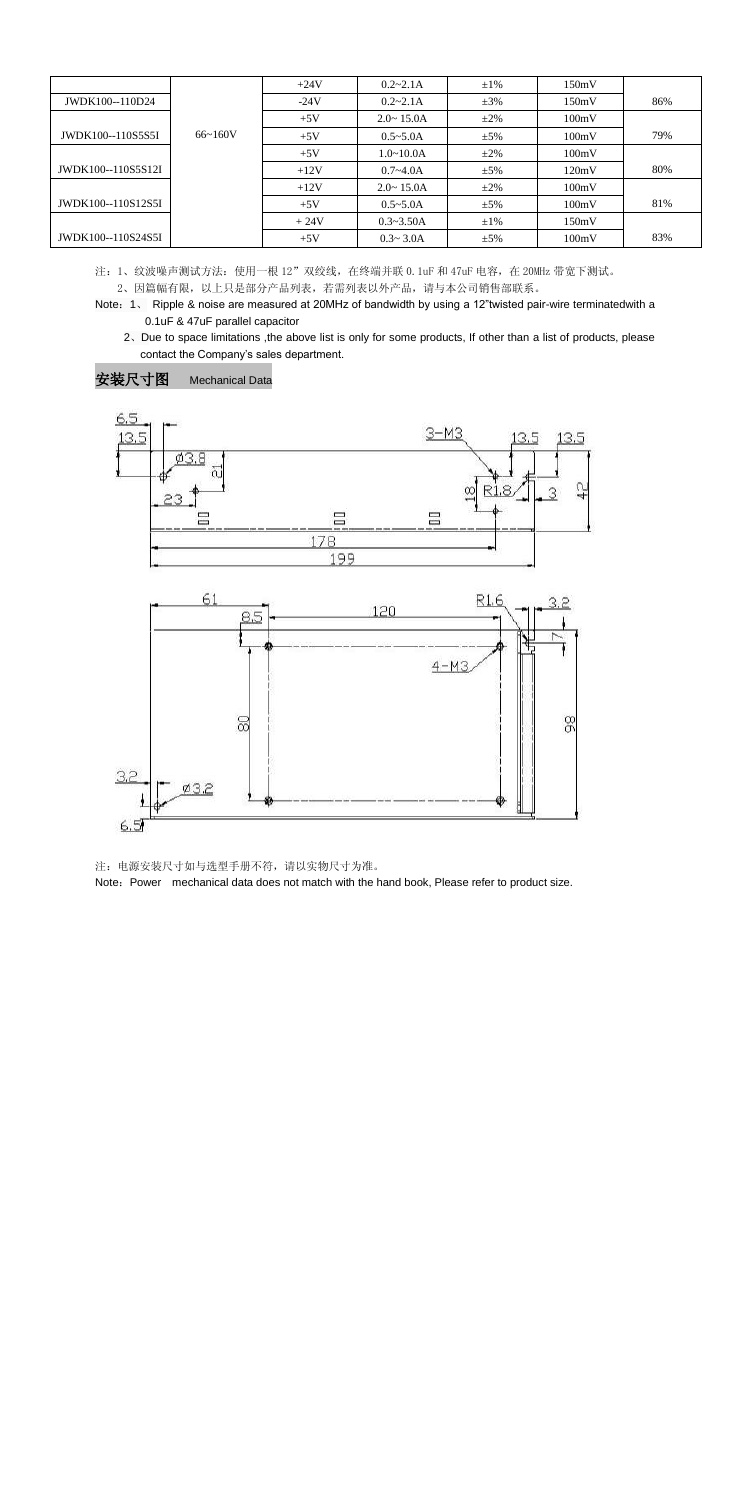| | | | | | | |
|---|---|---|---|---|---|---|
| JWDK100--110D24 | 66~160V | +24V | 0.2~2.1A | ±1% | 150mV | 86% |
| | | -24V | 0.2~2.1A | ±3% | 150mV | |
| JWDK100--110S5S5I | | +5V | 2.0~ 15.0A | ±2% | 100mV | 79% |
| | | +5V | 0.5~5.0A | ±5% | 100mV | |
| JWDK100--110S5S12I | | +5V | 1.0~10.0A | ±2% | 100mV | 80% |
| | | +12V | 0.7~4.0A | ±5% | 120mV | |
| JWDK100--110S12S5I | | +12V | 2.0~ 15.0A | ±2% | 100mV | 81% |
| | | +5V | 0.5~5.0A | ±5% | 100mV | |
| JWDK100--110S24S5I | | + 24V | 0.3~3.50A | ±1% | 150mV | 83% |
| | | +5V | 0.3~ 3.0A | ±5% | 100mV | |

注：1、纹波噪声测试方法：使用一根 12"双绞线，在终端并联 0.1uF 和 47uF 电容，在 20MHz 带宽下测试。
2、因篇幅有限，以上只是部分产品列表，若需列表以外产品，请与本公司销售部联系。

Note：1、 Ripple & noise are measured at 20MHz of bandwidth by using a 12"twisted pair-wire terminatedwith a 0.1uF & 47uF parallel capacitor

2、Due to space limitations ,the above list is only for some products, If other than a list of products, please contact the Company's sales department.

## 安装尺寸图 Mechanical Data

6.5
13.5
Ø3.8
21
23
3-M3
18
R1.8
13.5
13.5
3
42
178
199

61
8.5
120
R1.6
3.2
7
4-M3
80
98
3.2
Ø3.2
6.5

注：电源安装尺寸如与选型手册不符，请以实物尺寸为准。

Note：Power mechanical data does not match with the hand book, Please refer to product size.